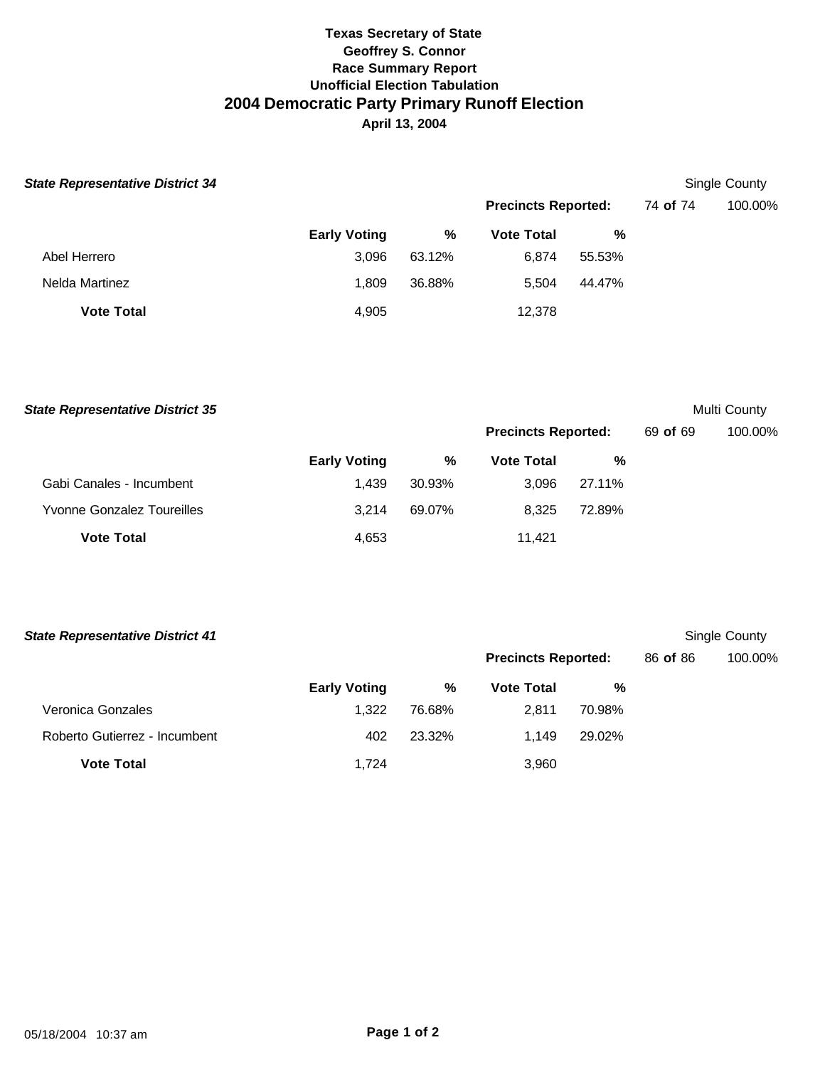# Texas Secretary of State
## Geoffrey S. Connor
## Race Summary Report
## Unofficial Election Tabulation
# 2004 Democratic Party Primary Runoff Election
**April 13, 2004**

### *State Representative District 34*

Single County

**Precincts Reported:** 74 **of** 74 100.00%

| | Early Voting | % | Vote Total | % |
|---|---|---|---|---|
| Abel Herrero | 3,096 | 63.12% | 6,874 | 55.53% |
| Nelda Martinez | 1,809 | 36.88% | 5,504 | 44.47% |
| **Vote Total** | 4,905 | | 12,378 | |

### *State Representative District 35*

Multi County

**Precincts Reported:** 69 **of** 69 100.00%

| | Early Voting | % | Vote Total | % |
|---|---|---|---|---|
| Gabi Canales - Incumbent | 1,439 | 30.93% | 3,096 | 27.11% |
| Yvonne Gonzalez Toureilles | 3,214 | 69.07% | 8,325 | 72.89% |
| **Vote Total** | 4,653 | | 11,421 | |

### *State Representative District 41*

Single County

**Precincts Reported:** 86 **of** 86 100.00%

| | Early Voting | % | Vote Total | % |
|---|---|---|---|---|
| Veronica Gonzales | 1,322 | 76.68% | 2,811 | 70.98% |
| Roberto Gutierrez - Incumbent | 402 | 23.32% | 1,149 | 29.02% |
| **Vote Total** | 1,724 | | 3,960 | |

05/18/2004 10:37 am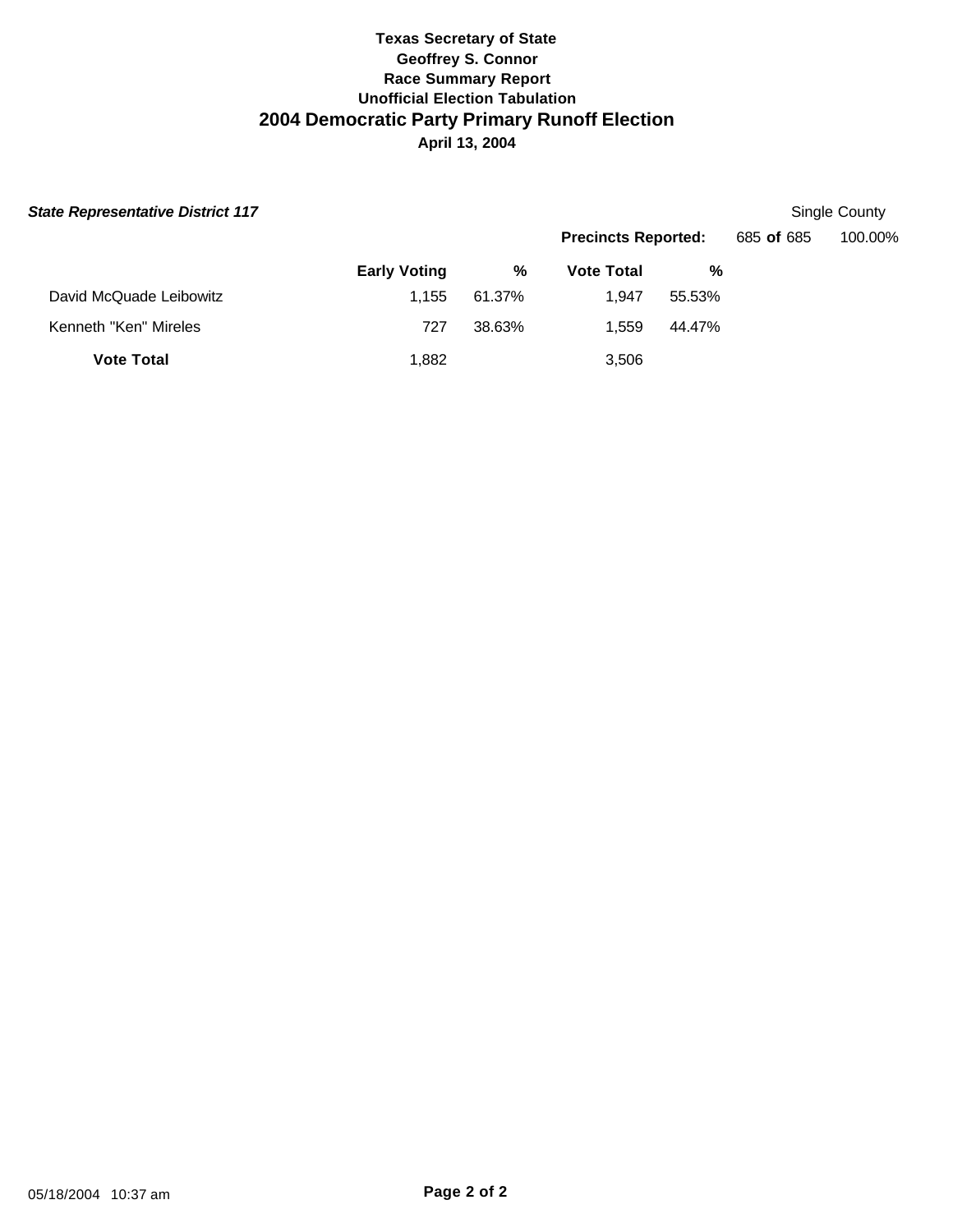**Texas Secretary of State**
**Geoffrey S. Connor**
**Race Summary Report**
**Unofficial Election Tabulation**

# 2004 Democratic Party Primary Runoff Election

**April 13, 2004**

***State Representative District 117***

Single County

**Precincts Reported:** 685 **of** 685 100.00%

| | Early Voting | % | Vote Total | % |
|---|---|---|---|---|
| David McQuade Leibowitz | 1,155 | 61.37% | 1,947 | 55.53% |
| Kenneth "Ken" Mireles | 727 | 38.63% | 1,559 | 44.47% |
| **Vote Total** | 1,882 | | 3,506 | |

05/18/2004 10:37 am